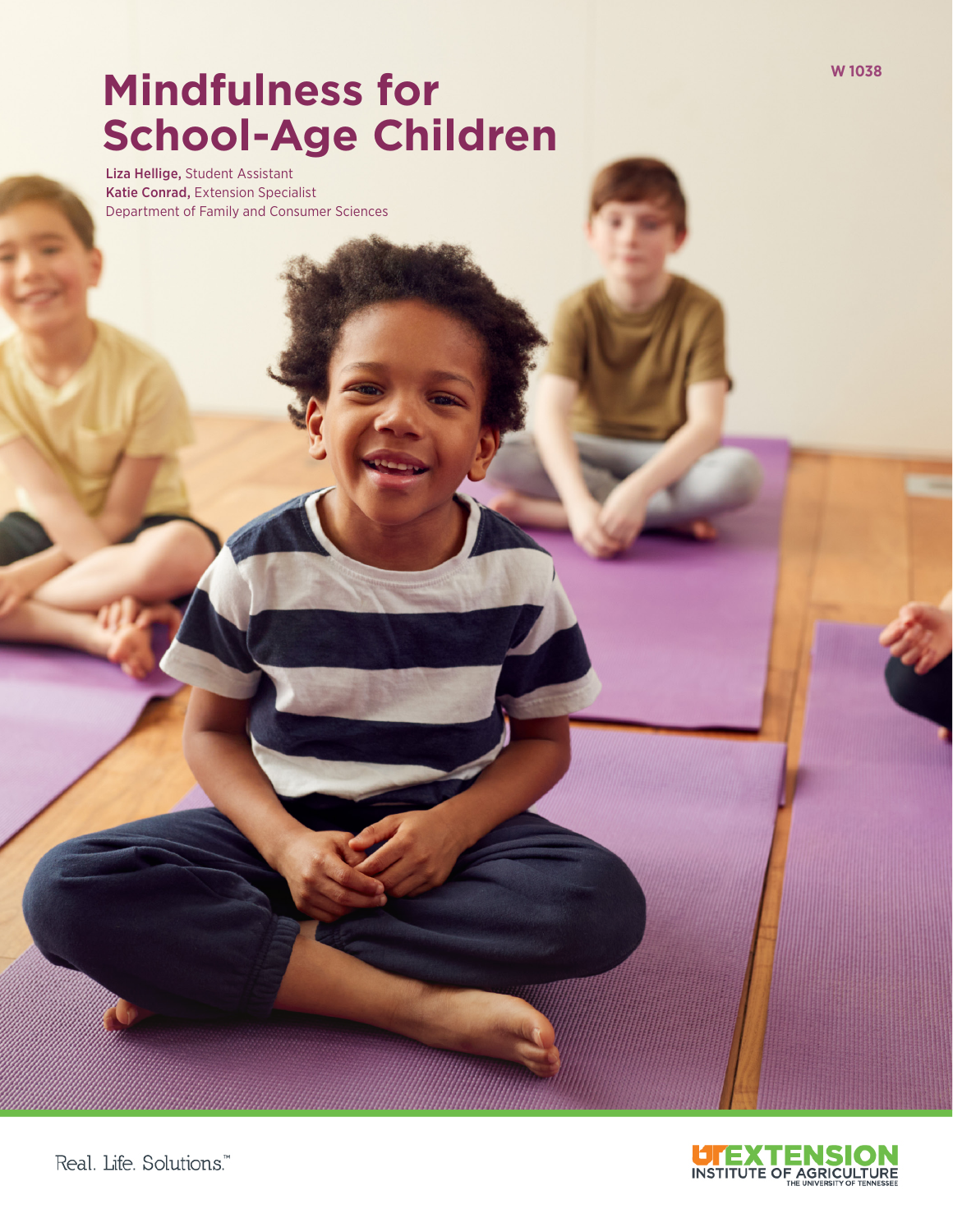W 1038

# Mindfulness for School-Age Children

**Liza Hellige,** Student Assistant
**Katie Conrad,** Extension Specialist
Department of Family and Consumer Sciences

Real. Life. Solutions.™

UT EXTENSION
INSTITUTE OF AGRICULTURE
THE UNIVERSITY OF TENNESSEE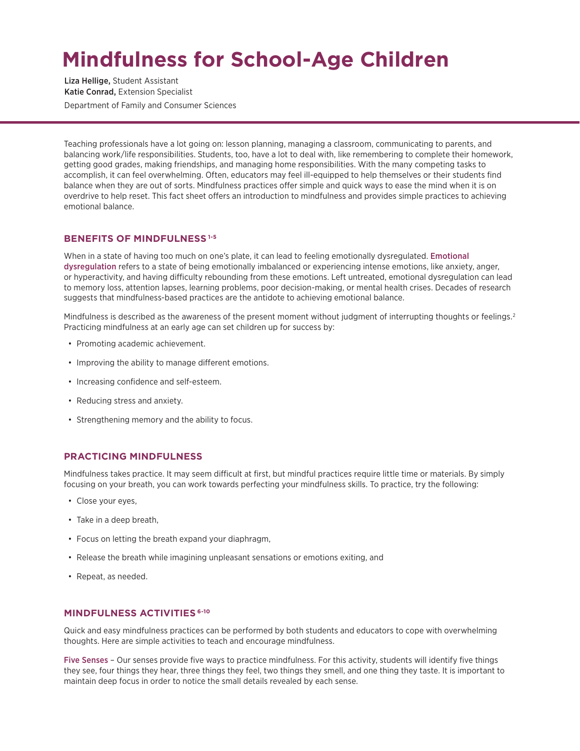# Mindfulness for School-Age Children

**Liza Hellige,** Student Assistant
**Katie Conrad,** Extension Specialist
Department of Family and Consumer Sciences

Teaching professionals have a lot going on: lesson planning, managing a classroom, communicating to parents, and balancing work/life responsibilities. Students, too, have a lot to deal with, like remembering to complete their homework, getting good grades, making friendships, and managing home responsibilities. With the many competing tasks to accomplish, it can feel overwhelming. Often, educators may feel ill-equipped to help themselves or their students find balance when they are out of sorts. Mindfulness practices offer simple and quick ways to ease the mind when it is on overdrive to help reset. This fact sheet offers an introduction to mindfulness and provides simple practices to achieving emotional balance.

## BENEFITS OF MINDFULNESS [1-5]

When in a state of having too much on one's plate, it can lead to feeling emotionally dysregulated. Emotional dysregulation refers to a state of being emotionally imbalanced or experiencing intense emotions, like anxiety, anger, or hyperactivity, and having difficulty rebounding from these emotions. Left untreated, emotional dysregulation can lead to memory loss, attention lapses, learning problems, poor decision-making, or mental health crises. Decades of research suggests that mindfulness-based practices are the antidote to achieving emotional balance.

Mindfulness is described as the awareness of the present moment without judgment of interrupting thoughts or feelings.[2] Practicing mindfulness at an early age can set children up for success by:

- Promoting academic achievement.
- Improving the ability to manage different emotions.
- Increasing confidence and self-esteem.
- Reducing stress and anxiety.
- Strengthening memory and the ability to focus.

## PRACTICING MINDFULNESS

Mindfulness takes practice. It may seem difficult at first, but mindful practices require little time or materials. By simply focusing on your breath, you can work towards perfecting your mindfulness skills. To practice, try the following:

- Close your eyes,
- Take in a deep breath,
- Focus on letting the breath expand your diaphragm,
- Release the breath while imagining unpleasant sensations or emotions exiting, and
- Repeat, as needed.

## MINDFULNESS ACTIVITIES [6-10]

Quick and easy mindfulness practices can be performed by both students and educators to cope with overwhelming thoughts. Here are simple activities to teach and encourage mindfulness.

Five Senses – Our senses provide five ways to practice mindfulness. For this activity, students will identify five things they see, four things they hear, three things they feel, two things they smell, and one thing they taste. It is important to maintain deep focus in order to notice the small details revealed by each sense.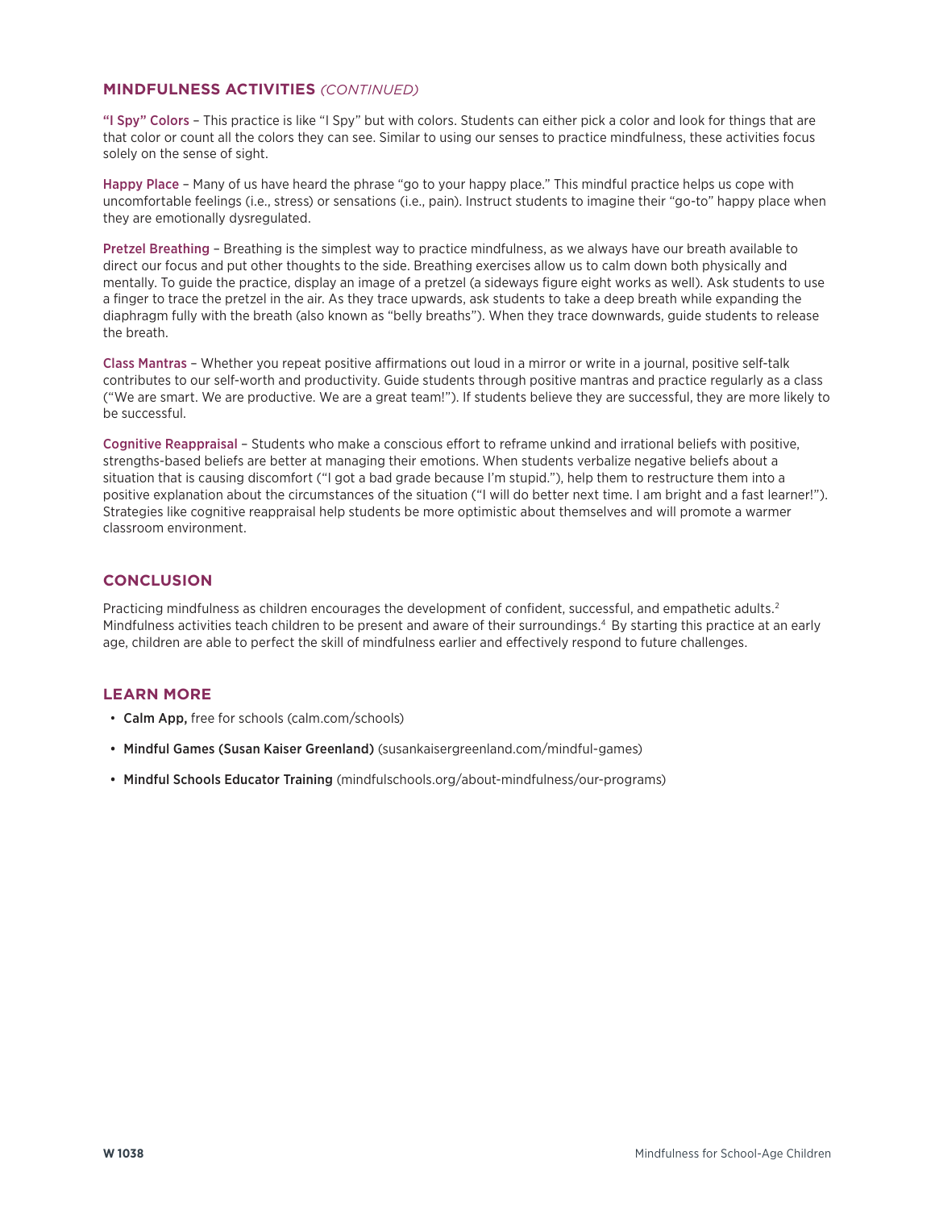## MINDFULNESS ACTIVITIES *(CONTINUED)*

**"I Spy" Colors** – This practice is like "I Spy" but with colors. Students can either pick a color and look for things that are that color or count all the colors they can see. Similar to using our senses to practice mindfulness, these activities focus solely on the sense of sight.

**Happy Place** – Many of us have heard the phrase "go to your happy place." This mindful practice helps us cope with uncomfortable feelings (i.e., stress) or sensations (i.e., pain). Instruct students to imagine their "go-to" happy place when they are emotionally dysregulated.

**Pretzel Breathing** – Breathing is the simplest way to practice mindfulness, as we always have our breath available to direct our focus and put other thoughts to the side. Breathing exercises allow us to calm down both physically and mentally. To guide the practice, display an image of a pretzel (a sideways figure eight works as well). Ask students to use a finger to trace the pretzel in the air. As they trace upwards, ask students to take a deep breath while expanding the diaphragm fully with the breath (also known as "belly breaths"). When they trace downwards, guide students to release the breath.

**Class Mantras** – Whether you repeat positive affirmations out loud in a mirror or write in a journal, positive self-talk contributes to our self-worth and productivity. Guide students through positive mantras and practice regularly as a class ("We are smart. We are productive. We are a great team!"). If students believe they are successful, they are more likely to be successful.

**Cognitive Reappraisal** – Students who make a conscious effort to reframe unkind and irrational beliefs with positive, strengths-based beliefs are better at managing their emotions. When students verbalize negative beliefs about a situation that is causing discomfort ("I got a bad grade because I'm stupid."), help them to restructure them into a positive explanation about the circumstances of the situation ("I will do better next time. I am bright and a fast learner!"). Strategies like cognitive reappraisal help students be more optimistic about themselves and will promote a warmer classroom environment.

## CONCLUSION

Practicing mindfulness as children encourages the development of confident, successful, and empathetic adults.[2] Mindfulness activities teach children to be present and aware of their surroundings.[4] By starting this practice at an early age, children are able to perfect the skill of mindfulness earlier and effectively respond to future challenges.

## LEARN MORE

- **Calm App,** free for schools (calm.com/schools)
- **Mindful Games (Susan Kaiser Greenland)** (susankaisergreenland.com/mindful-games)
- **Mindful Schools Educator Training** (mindfulschools.org/about-mindfulness/our-programs)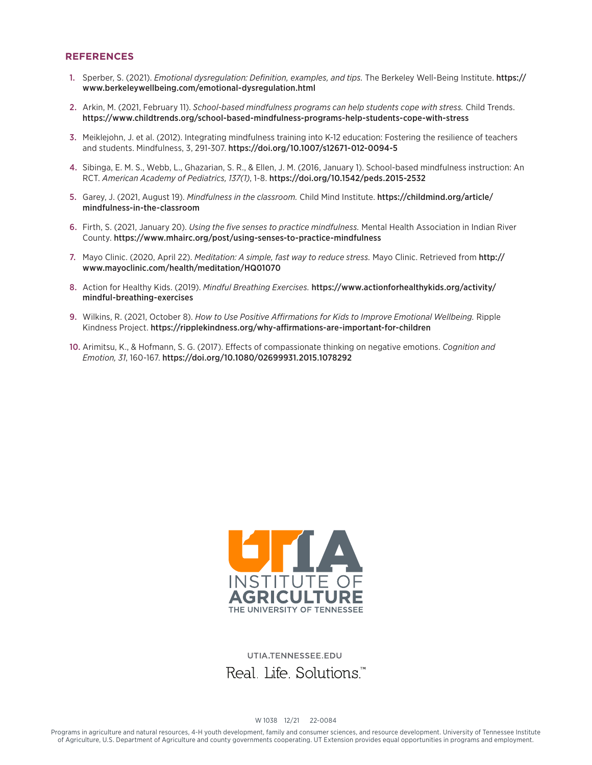## REFERENCES

1. Sperber, S. (2021). *Emotional dysregulation: Definition, examples, and tips.* The Berkeley Well-Being Institute. **https://www.berkeleywellbeing.com/emotional-dysregulation.html**
2. Arkin, M. (2021, February 11). *School-based mindfulness programs can help students cope with stress.* Child Trends. **https://www.childtrends.org/school-based-mindfulness-programs-help-students-cope-with-stress**
3. Meiklejohn, J. et al. (2012). Integrating mindfulness training into K-12 education: Fostering the resilience of teachers and students. Mindfulness, 3, 291-307. **https://doi.org/10.1007/s12671-012-0094-5**
4. Sibinga, E. M. S., Webb, L., Ghazarian, S. R., & Ellen, J. M. (2016, January 1). School-based mindfulness instruction: An RCT. *American Academy of Pediatrics, 137(1)*, 1-8. **https://doi.org/10.1542/peds.2015-2532**
5. Garey, J. (2021, August 19). *Mindfulness in the classroom.* Child Mind Institute. **https://childmind.org/article/mindfulness-in-the-classroom**
6. Firth, S. (2021, January 20). *Using the five senses to practice mindfulness.* Mental Health Association in Indian River County. **https://www.mhairc.org/post/using-senses-to-practice-mindfulness**
7. Mayo Clinic. (2020, April 22). *Meditation: A simple, fast way to reduce stress.* Mayo Clinic. Retrieved from **http://www.mayoclinic.com/health/meditation/HQ01070**
8. Action for Healthy Kids. (2019). *Mindful Breathing Exercises.* **https://www.actionforhealthykids.org/activity/mindful-breathing-exercises**
9. Wilkins, R. (2021, October 8). *How to Use Positive Affirmations for Kids to Improve Emotional Wellbeing.* Ripple Kindness Project. **https://ripplekindness.org/why-affirmations-are-important-for-children**
10. Arimitsu, K., & Hofmann, S. G. (2017). Effects of compassionate thinking on negative emotions. *Cognition and Emotion, 31*, 160-167. **https://doi.org/10.1080/02699931.2015.1078292**

UTIA
INSTITUTE OF AGRICULTURE
THE UNIVERSITY OF TENNESSEE

UTIA.TENNESSEE.EDU
Real. Life. Solutions.™

W 1038 12/21 22-0084

Programs in agriculture and natural resources, 4-H youth development, family and consumer sciences, and resource development. University of Tennessee Institute of Agriculture, U.S. Department of Agriculture and county governments cooperating. UT Extension provides equal opportunities in programs and employment.